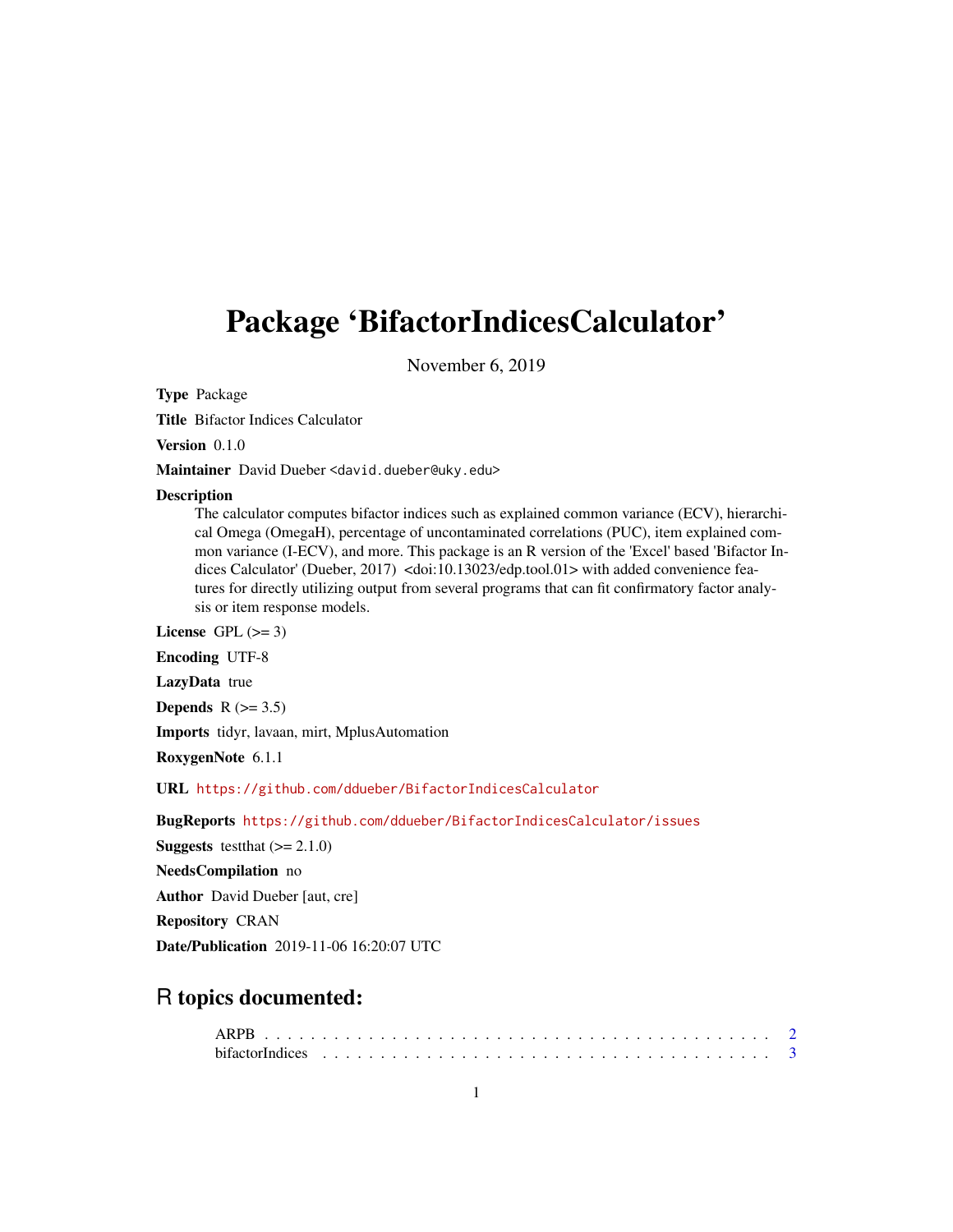# Package 'BifactorIndicesCalculator'

November 6, 2019

**Type** Package

**Title** Bifactor Indices Calculator

**Version** 0.1.0

**Maintainer** David Dueber <david.dueber@uky.edu>

**Description** The calculator computes bifactor indices such as explained common variance (ECV), hierarchical Omega (OmegaH), percentage of uncontaminated correlations (PUC), item explained common variance (I-ECV), and more. This package is an R version of the 'Excel' based 'Bifactor Indices Calculator' (Dueber, 2017) <doi:10.13023/edp.tool.01> with added convenience features for directly utilizing output from several programs that can fit confirmatory factor analysis or item response models.

**License** GPL (>= 3)

**Encoding** UTF-8

**LazyData** true

**Depends** R (>= 3.5)

**Imports** tidyr, lavaan, mirt, MplusAutomation

**RoxygenNote** 6.1.1

**URL** https://github.com/ddueber/BifactorIndicesCalculator

**BugReports** https://github.com/ddueber/BifactorIndicesCalculator/issues

**Suggests** testthat (>= 2.1.0)

**NeedsCompilation** no

**Author** David Dueber [aut, cre]

**Repository** CRAN

**Date/Publication** 2019-11-06 16:20:07 UTC

## R topics documented:

- ARPB . . . . . . . . . . . . . . . . . . . . . . . . . . . . . . . . . . . . . . . . . . 2
- bifactorIndices . . . . . . . . . . . . . . . . . . . . . . . . . . . . . . . . . . . . . 3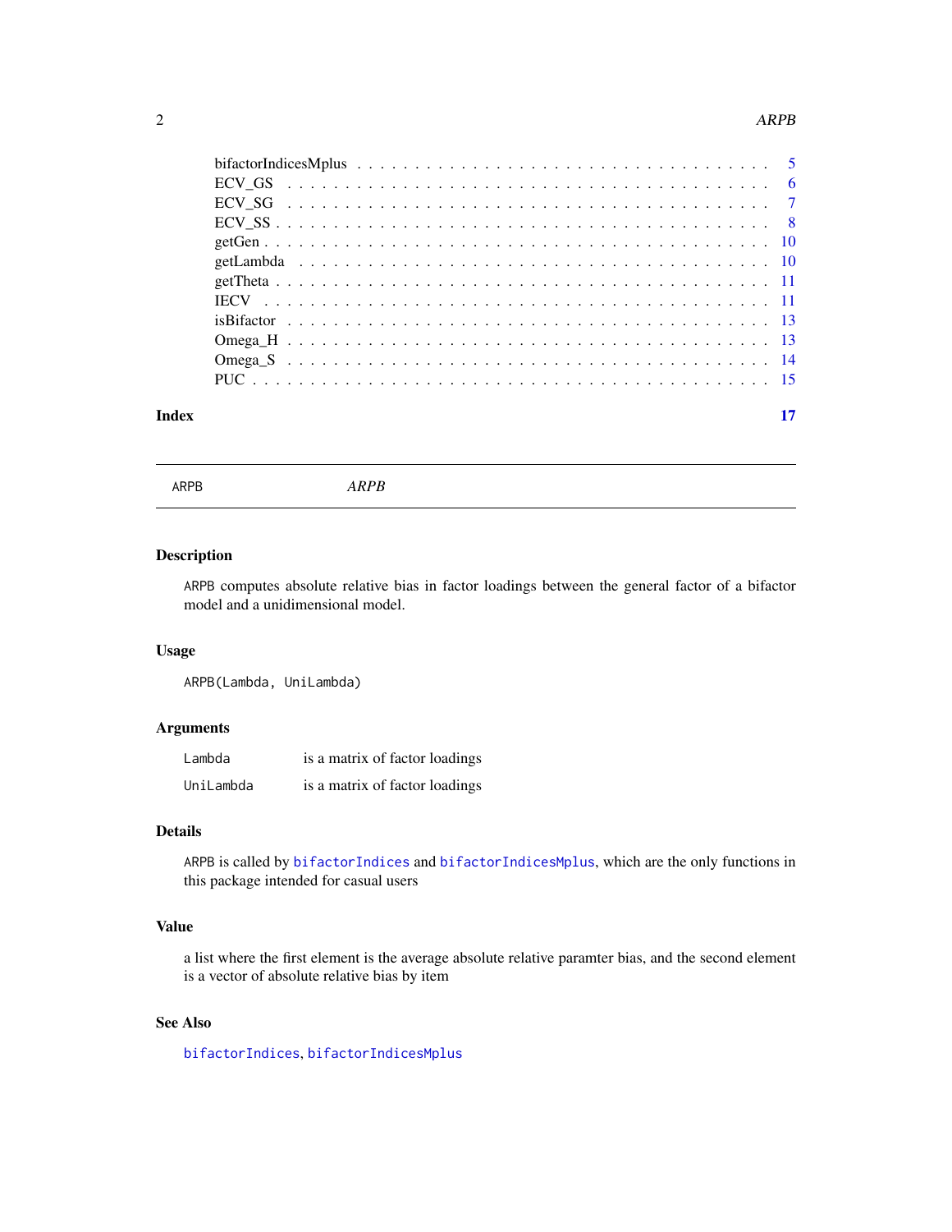bifactorIndicesMplus . . . . . . . . . . . . . . . . . . . . . . . . . . . . . . . . . . 5
ECV_GS . . . . . . . . . . . . . . . . . . . . . . . . . . . . . . . . . . . . . . . . 6
ECV_SG . . . . . . . . . . . . . . . . . . . . . . . . . . . . . . . . . . . . . . . . 7
ECV_SS . . . . . . . . . . . . . . . . . . . . . . . . . . . . . . . . . . . . . . . . 8
getGen . . . . . . . . . . . . . . . . . . . . . . . . . . . . . . . . . . . . . . . . 10
getLambda . . . . . . . . . . . . . . . . . . . . . . . . . . . . . . . . . . . . . . 10
getTheta . . . . . . . . . . . . . . . . . . . . . . . . . . . . . . . . . . . . . . . 11
IECV . . . . . . . . . . . . . . . . . . . . . . . . . . . . . . . . . . . . . . . . . 11
isBifactor . . . . . . . . . . . . . . . . . . . . . . . . . . . . . . . . . . . . . . 13
Omega_H . . . . . . . . . . . . . . . . . . . . . . . . . . . . . . . . . . . . . . . 13
Omega_S . . . . . . . . . . . . . . . . . . . . . . . . . . . . . . . . . . . . . . . 14
PUC . . . . . . . . . . . . . . . . . . . . . . . . . . . . . . . . . . . . . . . . . . 15

**Index** 17

---

## ARPB *ARPB*

---

### Description

`ARPB` computes absolute relative bias in factor loadings between the general factor of a bifactor model and a unidimensional model.

### Usage

```
ARPB(Lambda, UniLambda)
```

### Arguments

| | |
|---|---|
| `Lambda` | is a matrix of factor loadings |
| `UniLambda` | is a matrix of factor loadings |

### Details

`ARPB` is called by `bifactorIndices` and `bifactorIndicesMplus`, which are the only functions in this package intended for casual users

### Value

a list where the first element is the average absolute relative paramter bias, and the second element is a vector of absolute relative bias by item

### See Also

`bifactorIndices`, `bifactorIndicesMplus`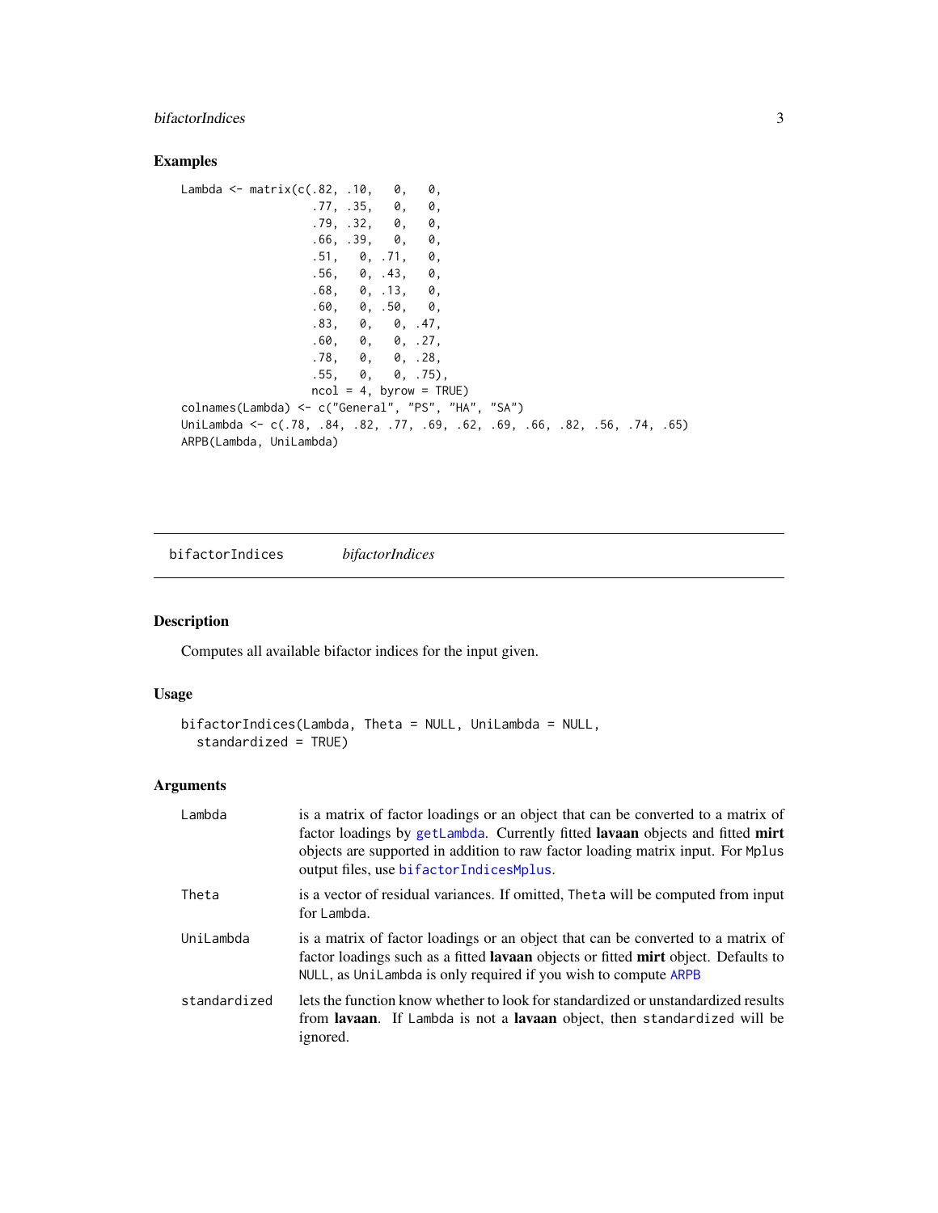## Examples

```
Lambda <- matrix(c(.82, .10,   0,   0,
                   .77, .35,   0,   0,
                   .79, .32,   0,   0,
                   .66, .39,   0,   0,
                   .51,   0, .71,   0,
                   .56,   0, .43,   0,
                   .68,   0, .13,   0,
                   .60,   0, .50,   0,
                   .83,   0,   0, .47,
                   .60,   0,   0, .27,
                   .78,   0,   0, .28,
                   .55,   0,   0, .75),
                   ncol = 4, byrow = TRUE)
colnames(Lambda) <- c("General", "PS", "HA", "SA")
UniLambda <- c(.78, .84, .82, .77, .69, .62, .69, .66, .82, .56, .74, .65)
ARPB(Lambda, UniLambda)
```

---

bifactorIndices &nbsp;&nbsp;&nbsp;&nbsp; *bifactorIndices*

---

## Description

Computes all available bifactor indices for the input given.

## Usage

```
bifactorIndices(Lambda, Theta = NULL, UniLambda = NULL,
  standardized = TRUE)
```

## Arguments

| | |
|---|---|
| Lambda | is a matrix of factor loadings or an object that can be converted to a matrix of factor loadings by getLambda. Currently fitted **lavaan** objects and fitted **mirt** objects are supported in addition to raw factor loading matrix input. For Mplus output files, use bifactorIndicesMplus. |
| Theta | is a vector of residual variances. If omitted, Theta will be computed from input for Lambda. |
| UniLambda | is a matrix of factor loadings or an object that can be converted to a matrix of factor loadings such as a fitted **lavaan** objects or fitted **mirt** object. Defaults to NULL, as UniLambda is only required if you wish to compute ARPB |
| standardized | lets the function know whether to look for standardized or unstandardized results from **lavaan**. If Lambda is not a **lavaan** object, then standardized will be ignored. |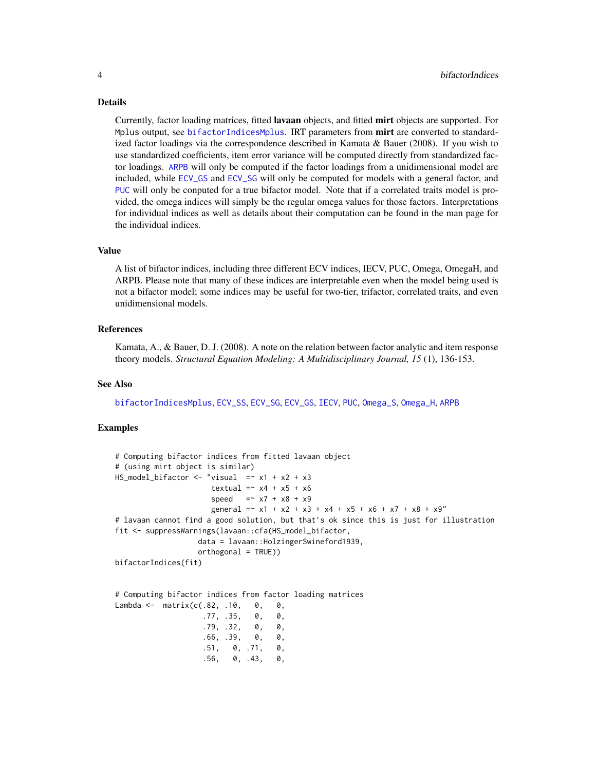## Details

Currently, factor loading matrices, fitted **lavaan** objects, and fitted **mirt** objects are supported. For Mplus output, see bifactorIndicesMplus. IRT parameters from **mirt** are converted to standardized factor loadings via the correspondence described in Kamata & Bauer (2008). If you wish to use standardized coefficients, item error variance will be computed directly from standardized factor loadings. ARPB will only be computed if the factor loadings from a unidimensional model are included, while ECV_GS and ECV_SG will only be computed for models with a general factor, and PUC will only be conputed for a true bifactor model. Note that if a correlated traits model is provided, the omega indices will simply be the regular omega values for those factors. Interpretations for individual indices as well as details about their computation can be found in the man page for the individual indices.

## Value

A list of bifactor indices, including three different ECV indices, IECV, PUC, Omega, OmegaH, and ARPB. Please note that many of these indices are interpretable even when the model being used is not a bifactor model; some indices may be useful for two-tier, trifactor, correlated traits, and even unidimensional models.

## References

Kamata, A., & Bauer, D. J. (2008). A note on the relation between factor analytic and item response theory models. *Structural Equation Modeling: A Multidisciplinary Journal, 15* (1), 136-153.

## See Also

bifactorIndicesMplus, ECV_SS, ECV_SG, ECV_GS, IECV, PUC, Omega_S, Omega_H, ARPB

## Examples

```
# Computing bifactor indices from fitted lavaan object
# (using mirt object is similar)
HS_model_bifactor <- "visual  =~ x1 + x2 + x3
                      textual =~ x4 + x5 + x6
                      speed   =~ x7 + x8 + x9
                      general =~ x1 + x2 + x3 + x4 + x5 + x6 + x7 + x8 + x9"
# lavaan cannot find a good solution, but that's ok since this is just for illustration
fit <- suppressWarnings(lavaan::cfa(HS_model_bifactor,
                   data = lavaan::HolzingerSwineford1939,
                   orthogonal = TRUE))
bifactorIndices(fit)


# Computing bifactor indices from factor loading matrices
Lambda <-  matrix(c(.82, .10,   0,   0,
                    .77, .35,   0,   0,
                    .79, .32,   0,   0,
                    .66, .39,   0,   0,
                    .51,   0, .71,   0,
                    .56,   0, .43,   0,
```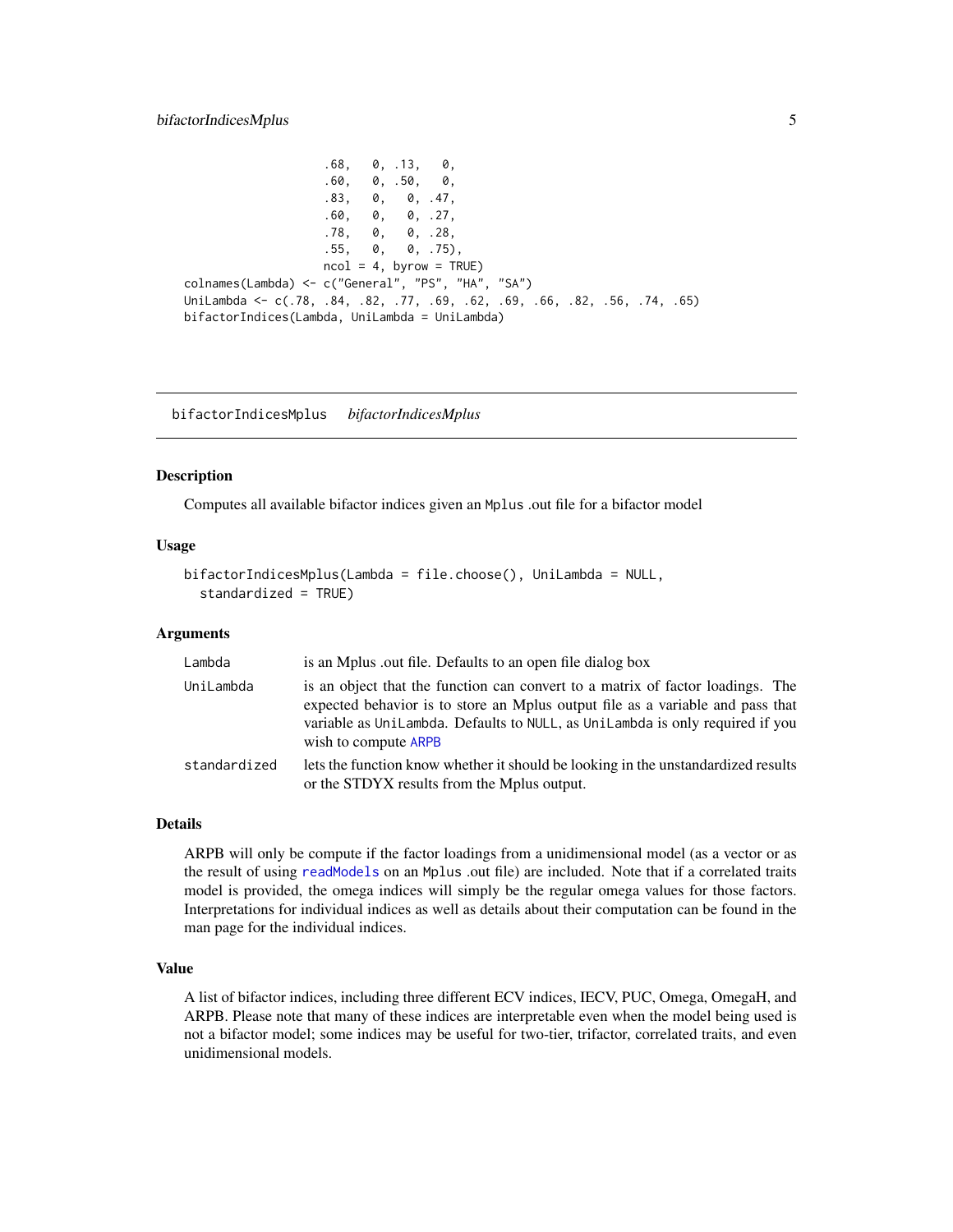```
                    .68,   0, .13,   0,
                    .60,   0, .50,   0,
                    .83,   0,   0, .47,
                    .60,   0,   0, .27,
                    .78,   0,   0, .28,
                    .55,   0,   0, .75),
                    ncol = 4, byrow = TRUE)
colnames(Lambda) <- c("General", "PS", "HA", "SA")
UniLambda <- c(.78, .84, .82, .77, .69, .62, .69, .66, .82, .56, .74, .65)
bifactorIndices(Lambda, UniLambda = UniLambda)
```

---

## bifactorIndicesMplus    *bifactorIndicesMplus*

---

### Description

Computes all available bifactor indices given an `Mplus` .out file for a bifactor model

### Usage

```
bifactorIndicesMplus(Lambda = file.choose(), UniLambda = NULL,
  standardized = TRUE)
```

### Arguments

| | |
|---|---|
| `Lambda` | is an Mplus .out file. Defaults to an open file dialog box |
| `UniLambda` | is an object that the function can convert to a matrix of factor loadings. The expected behavior is to store an Mplus output file as a variable and pass that variable as `UniLambda`. Defaults to `NULL`, as `UniLambda` is only required if you wish to compute `ARPB` |
| `standardized` | lets the function know whether it should be looking in the unstandardized results or the STDYX results from the Mplus output. |

### Details

ARPB will only be compute if the factor loadings from a unidimensional model (as a vector or as the result of using `readModels` on an `Mplus` .out file) are included. Note that if a correlated traits model is provided, the omega indices will simply be the regular omega values for those factors. Interpretations for individual indices as well as details about their computation can be found in the man page for the individual indices.

### Value

A list of bifactor indices, including three different ECV indices, IECV, PUC, Omega, OmegaH, and ARPB. Please note that many of these indices are interpretable even when the model being used is not a bifactor model; some indices may be useful for two-tier, trifactor, correlated traits, and even unidimensional models.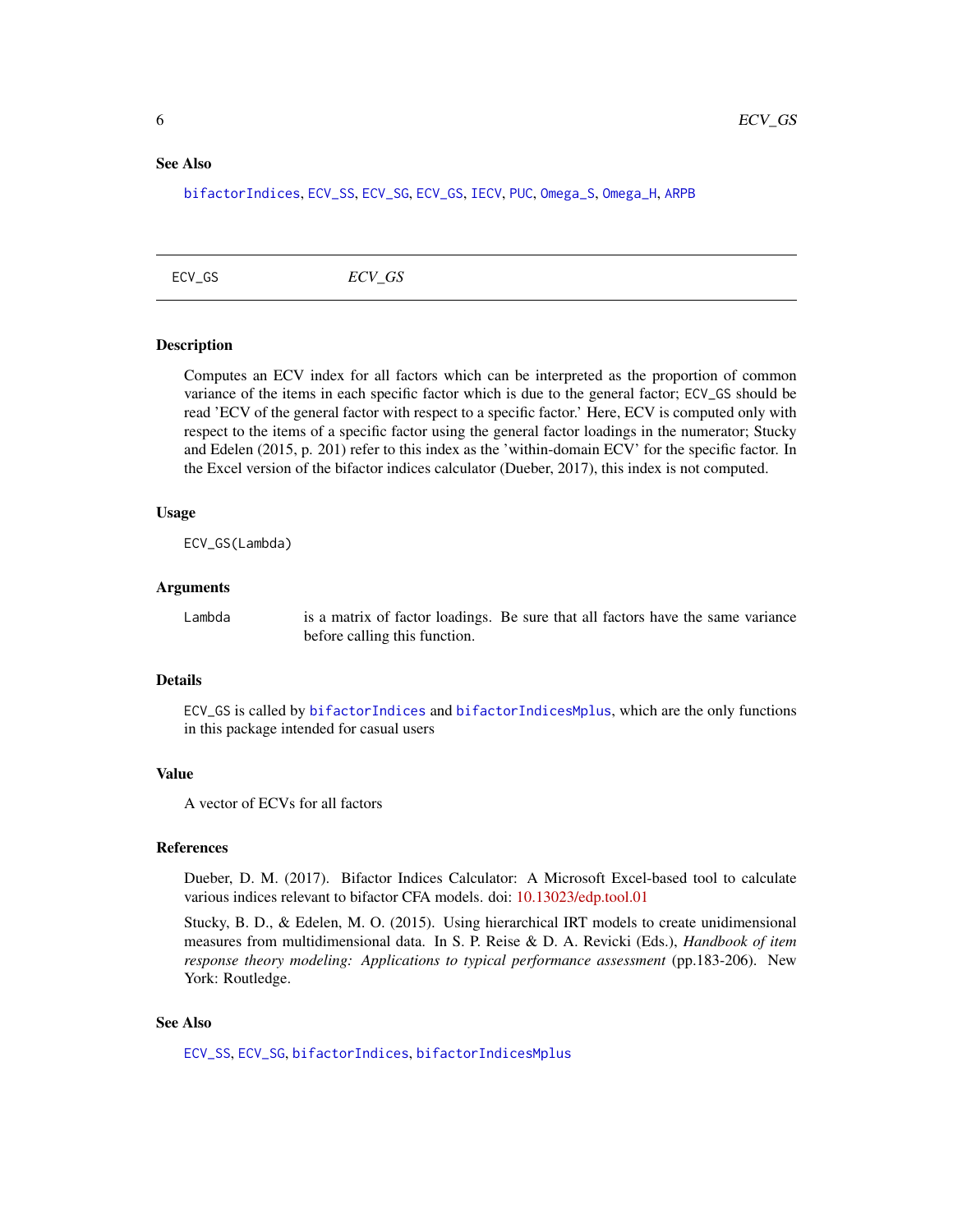### See Also

bifactorIndices, ECV_SS, ECV_SG, ECV_GS, IECV, PUC, Omega_S, Omega_H, ARPB

---

## ECV_GS *ECV_GS*

### Description

Computes an ECV index for all factors which can be interpreted as the proportion of common variance of the items in each specific factor which is due to the general factor; ECV_GS should be read 'ECV of the general factor with respect to a specific factor.' Here, ECV is computed only with respect to the items of a specific factor using the general factor loadings in the numerator; Stucky and Edelen (2015, p. 201) refer to this index as the 'within-domain ECV' for the specific factor. In the Excel version of the bifactor indices calculator (Dueber, 2017), this index is not computed.

### Usage

```
ECV_GS(Lambda)
```

### Arguments

| | |
|---|---|
| Lambda | is a matrix of factor loadings. Be sure that all factors have the same variance before calling this function. |

### Details

ECV_GS is called by bifactorIndices and bifactorIndicesMplus, which are the only functions in this package intended for casual users

### Value

A vector of ECVs for all factors

### References

Dueber, D. M. (2017). Bifactor Indices Calculator: A Microsoft Excel-based tool to calculate various indices relevant to bifactor CFA models. doi: 10.13023/edp.tool.01

Stucky, B. D., & Edelen, M. O. (2015). Using hierarchical IRT models to create unidimensional measures from multidimensional data. In S. P. Reise & D. A. Revicki (Eds.), *Handbook of item response theory modeling: Applications to typical performance assessment* (pp.183-206). New York: Routledge.

### See Also

ECV_SS, ECV_SG, bifactorIndices, bifactorIndicesMplus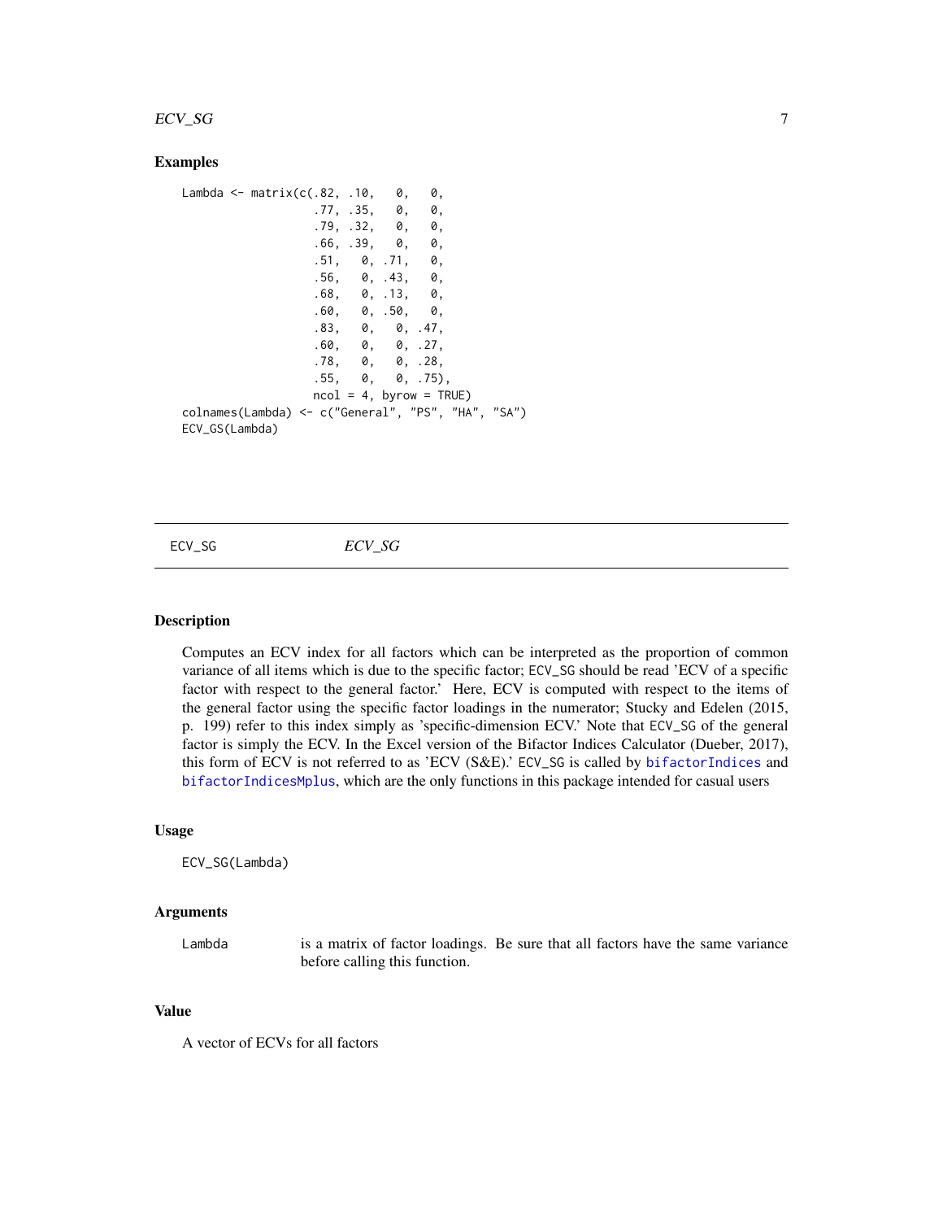## Examples

```
Lambda <- matrix(c(.82, .10,   0,   0,
                   .77, .35,   0,   0,
                   .79, .32,   0,   0,
                   .66, .39,   0,   0,
                   .51,   0, .71,   0,
                   .56,   0, .43,   0,
                   .68,   0, .13,   0,
                   .60,   0, .50,   0,
                   .83,   0,   0, .47,
                   .60,   0,   0, .27,
                   .78,   0,   0, .28,
                   .55,   0,   0, .75),
                   ncol = 4, byrow = TRUE)
colnames(Lambda) <- c("General", "PS", "HA", "SA")
ECV_GS(Lambda)
```

---

# ECV_SG &nbsp;&nbsp;&nbsp;&nbsp; *ECV_SG*

---

## Description

Computes an ECV index for all factors which can be interpreted as the proportion of common variance of all items which is due to the specific factor; ECV_SG should be read 'ECV of a specific factor with respect to the general factor.' Here, ECV is computed with respect to the items of the general factor using the specific factor loadings in the numerator; Stucky and Edelen (2015, p. 199) refer to this index simply as 'specific-dimension ECV.' Note that ECV_SG of the general factor is simply the ECV. In the Excel version of the Bifactor Indices Calculator (Dueber, 2017), this form of ECV is not referred to as 'ECV (S&E).' ECV_SG is called by bifactorIndices and bifactorIndicesMplus, which are the only functions in this package intended for casual users

## Usage

```
ECV_SG(Lambda)
```

## Arguments

| | |
|---|---|
| Lambda | is a matrix of factor loadings. Be sure that all factors have the same variance before calling this function. |

## Value

A vector of ECVs for all factors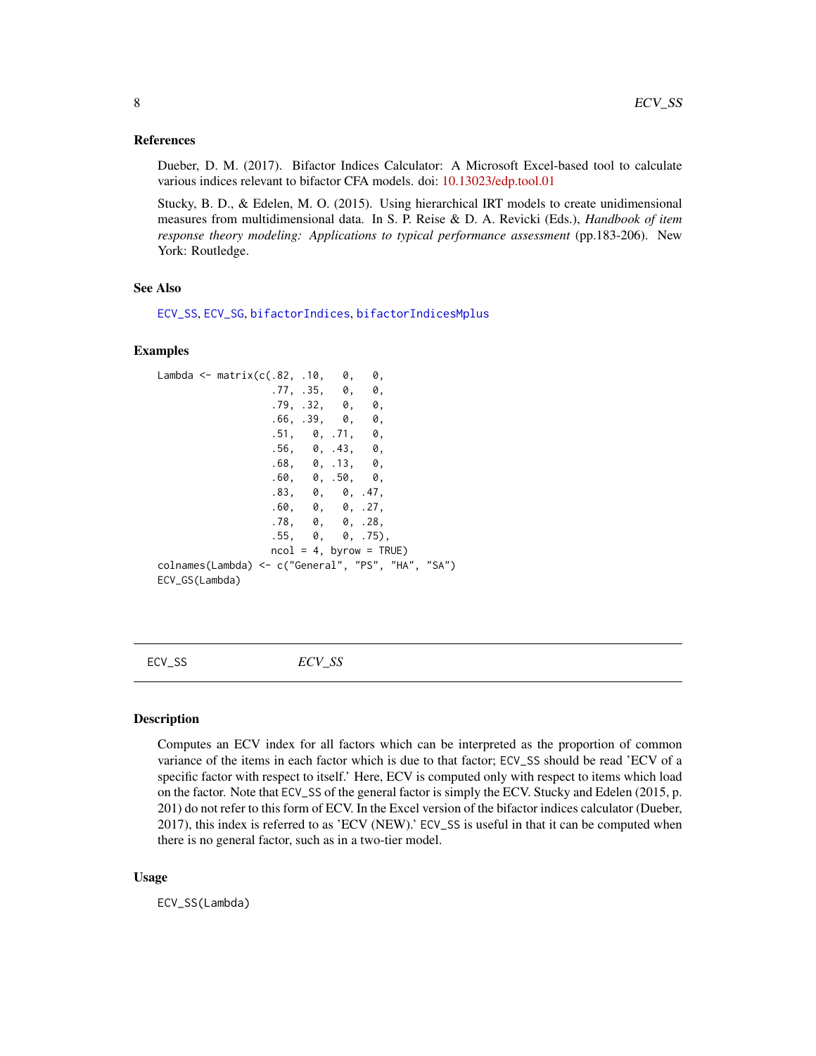## References

Dueber, D. M. (2017). Bifactor Indices Calculator: A Microsoft Excel-based tool to calculate various indices relevant to bifactor CFA models. doi: 10.13023/edp.tool.01

Stucky, B. D., & Edelen, M. O. (2015). Using hierarchical IRT models to create unidimensional measures from multidimensional data. In S. P. Reise & D. A. Revicki (Eds.), *Handbook of item response theory modeling: Applications to typical performance assessment* (pp.183-206). New York: Routledge.

## See Also

ECV_SS, ECV_SG, bifactorIndices, bifactorIndicesMplus

## Examples

```
Lambda <- matrix(c(.82, .10,   0,   0,
                   .77, .35,   0,   0,
                   .79, .32,   0,   0,
                   .66, .39,   0,   0,
                   .51,   0, .71,   0,
                   .56,   0, .43,   0,
                   .68,   0, .13,   0,
                   .60,   0, .50,   0,
                   .83,   0,   0, .47,
                   .60,   0,   0, .27,
                   .78,   0,   0, .28,
                   .55,   0,   0, .75),
                   ncol = 4, byrow = TRUE)
colnames(Lambda) <- c("General", "PS", "HA", "SA")
ECV_GS(Lambda)
```

---

# ECV_SS *ECV_SS*

## Description

Computes an ECV index for all factors which can be interpreted as the proportion of common variance of the items in each factor which is due to that factor; ECV_SS should be read 'ECV of a specific factor with respect to itself.' Here, ECV is computed only with respect to items which load on the factor. Note that ECV_SS of the general factor is simply the ECV. Stucky and Edelen (2015, p. 201) do not refer to this form of ECV. In the Excel version of the bifactor indices calculator (Dueber, 2017), this index is referred to as 'ECV (NEW).' ECV_SS is useful in that it can be computed when there is no general factor, such as in a two-tier model.

## Usage

```
ECV_SS(Lambda)
```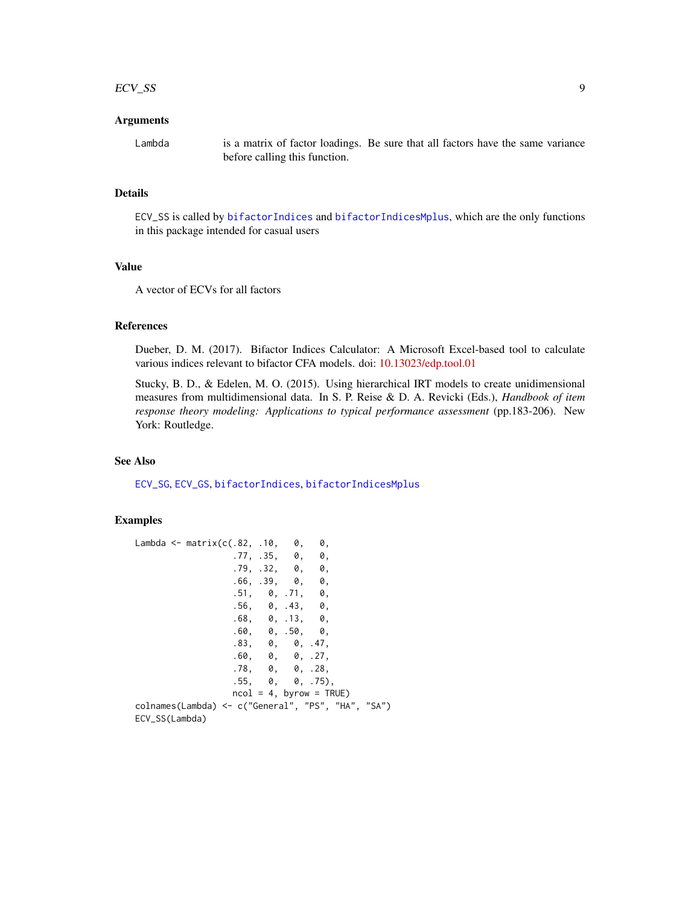## Arguments

`Lambda` is a matrix of factor loadings. Be sure that all factors have the same variance before calling this function.

## Details

ECV_SS is called by bifactorIndices and bifactorIndicesMplus, which are the only functions in this package intended for casual users

## Value

A vector of ECVs for all factors

## References

Dueber, D. M. (2017). Bifactor Indices Calculator: A Microsoft Excel-based tool to calculate various indices relevant to bifactor CFA models. doi: 10.13023/edp.tool.01

Stucky, B. D., & Edelen, M. O. (2015). Using hierarchical IRT models to create unidimensional measures from multidimensional data. In S. P. Reise & D. A. Revicki (Eds.), *Handbook of item response theory modeling: Applications to typical performance assessment* (pp.183-206). New York: Routledge.

## See Also

ECV_SG, ECV_GS, bifactorIndices, bifactorIndicesMplus

## Examples

```
Lambda <- matrix(c(.82, .10,   0,   0,
                   .77, .35,   0,   0,
                   .79, .32,   0,   0,
                   .66, .39,   0,   0,
                   .51,   0, .71,   0,
                   .56,   0, .43,   0,
                   .68,   0, .13,   0,
                   .60,   0, .50,   0,
                   .83,   0,   0, .47,
                   .60,   0,   0, .27,
                   .78,   0,   0, .28,
                   .55,   0,   0, .75),
                   ncol = 4, byrow = TRUE)
colnames(Lambda) <- c("General", "PS", "HA", "SA")
ECV_SS(Lambda)
```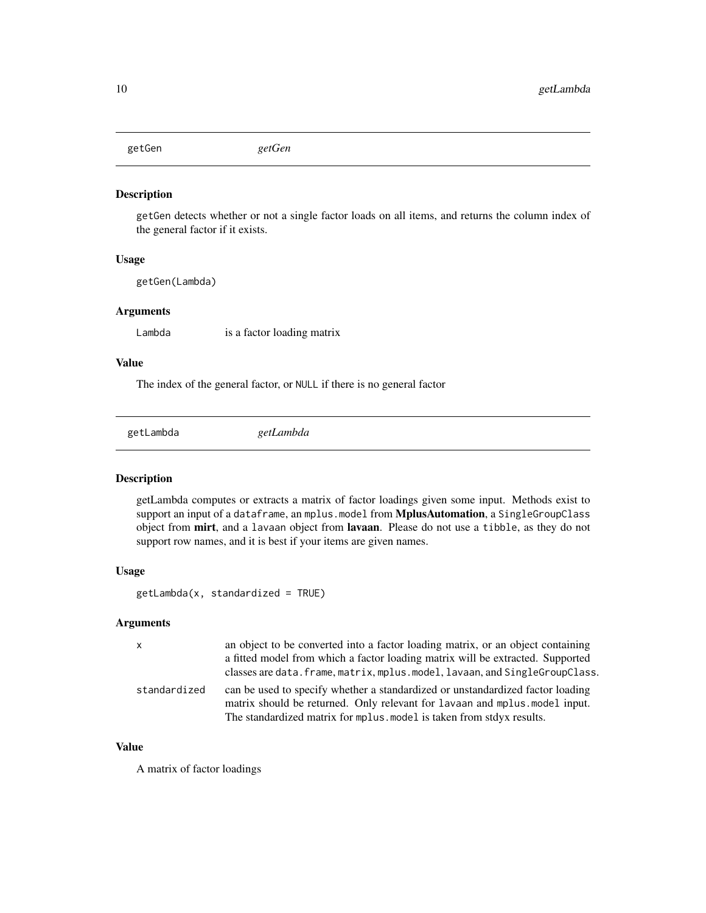## getGen — *getGen*

### Description

`getGen` detects whether or not a single factor loads on all items, and returns the column index of the general factor if it exists.

### Usage

```
getGen(Lambda)
```

### Arguments

| | |
|---|---|
| `Lambda` | is a factor loading matrix |

### Value

The index of the general factor, or `NULL` if there is no general factor

## getLambda — *getLambda*

### Description

getLambda computes or extracts a matrix of factor loadings given some input. Methods exist to support an input of a `dataframe`, an `mplus.model` from **MplusAutomation**, a `SingleGroupClass` object from **mirt**, and a `lavaan` object from **lavaan**. Please do not use a `tibble`, as they do not support row names, and it is best if your items are given names.

### Usage

```
getLambda(x, standardized = TRUE)
```

### Arguments

| | |
|---|---|
| `x` | an object to be converted into a factor loading matrix, or an object containing a fitted model from which a factor loading matrix will be extracted. Supported classes are `data.frame`, `matrix`, `mplus.model`, `lavaan`, and `SingleGroupClass`. |
| `standardized` | can be used to specify whether a standardized or unstandardized factor loading matrix should be returned. Only relevant for `lavaan` and `mplus.model` input. The standardized matrix for `mplus.model` is taken from stdyx results. |

### Value

A matrix of factor loadings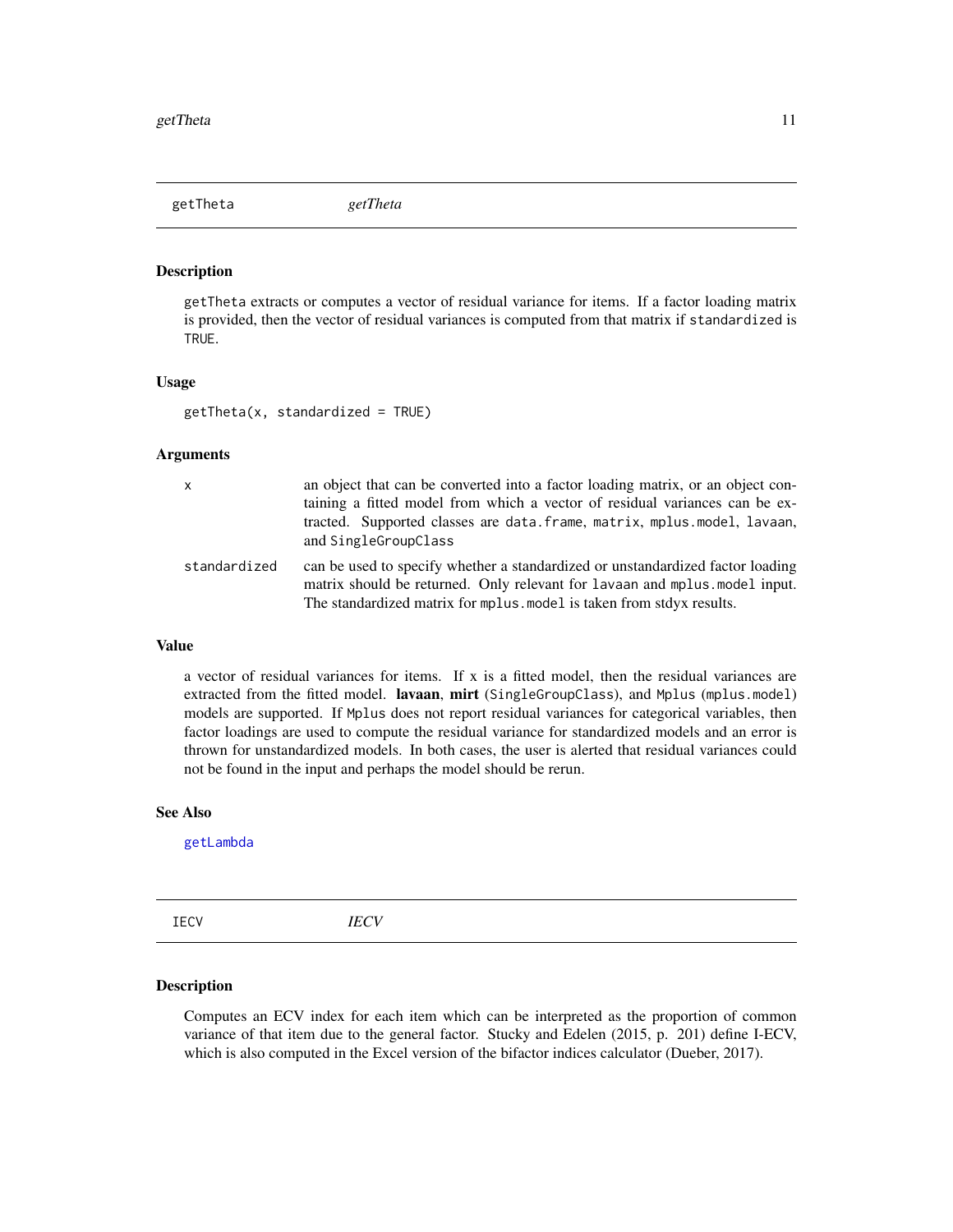## getTheta *getTheta*

### Description

`getTheta` extracts or computes a vector of residual variance for items. If a factor loading matrix is provided, then the vector of residual variances is computed from that matrix if `standardized` is `TRUE`.

### Usage

```
getTheta(x, standardized = TRUE)
```

### Arguments

| | |
|---|---|
| `x` | an object that can be converted into a factor loading matrix, or an object containing a fitted model from which a vector of residual variances can be extracted. Supported classes are `data.frame`, `matrix`, `mplus.model`, `lavaan`, and `SingleGroupClass` |
| `standardized` | can be used to specify whether a standardized or unstandardized factor loading matrix should be returned. Only relevant for `lavaan` and `mplus.model` input. The standardized matrix for `mplus.model` is taken from stdyx results. |

### Value

a vector of residual variances for items. If x is a fitted model, then the residual variances are extracted from the fitted model. **lavaan**, **mirt** (`SingleGroupClass`), and `Mplus` (`mplus.model`) models are supported. If `Mplus` does not report residual variances for categorical variables, then factor loadings are used to compute the residual variance for standardized models and an error is thrown for unstandardized models. In both cases, the user is alerted that residual variances could not be found in the input and perhaps the model should be rerun.

### See Also

`getLambda`

## IECV *IECV*

### Description

Computes an ECV index for each item which can be interpreted as the proportion of common variance of that item due to the general factor. Stucky and Edelen (2015, p. 201) define I-ECV, which is also computed in the Excel version of the bifactor indices calculator (Dueber, 2017).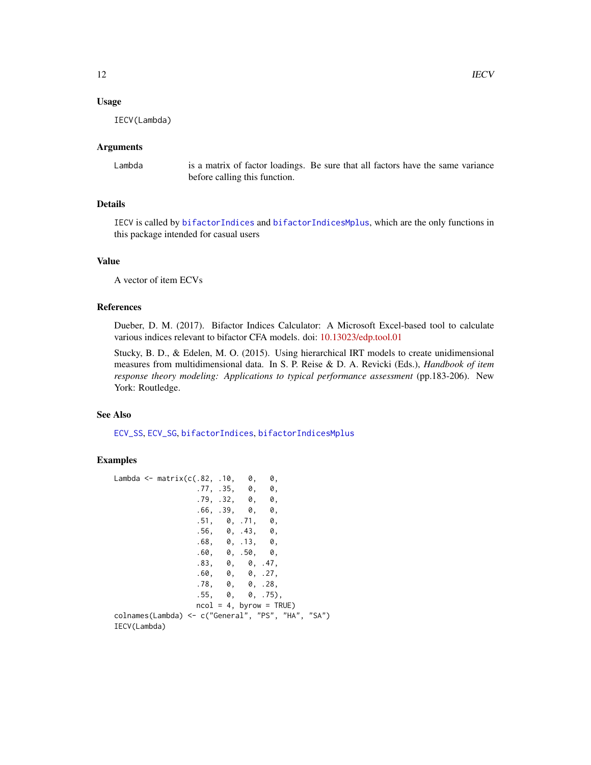## Usage

```
IECV(Lambda)
```

## Arguments

| | |
|---|---|
| Lambda | is a matrix of factor loadings. Be sure that all factors have the same variance before calling this function. |

## Details

IECV is called by bifactorIndices and bifactorIndicesMplus, which are the only functions in this package intended for casual users

## Value

A vector of item ECVs

## References

Dueber, D. M. (2017). Bifactor Indices Calculator: A Microsoft Excel-based tool to calculate various indices relevant to bifactor CFA models. doi: 10.13023/edp.tool.01

Stucky, B. D., & Edelen, M. O. (2015). Using hierarchical IRT models to create unidimensional measures from multidimensional data. In S. P. Reise & D. A. Revicki (Eds.), *Handbook of item response theory modeling: Applications to typical performance assessment* (pp.183-206). New York: Routledge.

## See Also

ECV_SS, ECV_SG, bifactorIndices, bifactorIndicesMplus

## Examples

```
Lambda <- matrix(c(.82, .10,   0,   0,
                   .77, .35,   0,   0,
                   .79, .32,   0,   0,
                   .66, .39,   0,   0,
                   .51,   0, .71,   0,
                   .56,   0, .43,   0,
                   .68,   0, .13,   0,
                   .60,   0, .50,   0,
                   .83,   0,   0, .47,
                   .60,   0,   0, .27,
                   .78,   0,   0, .28,
                   .55,   0,   0, .75),
                   ncol = 4, byrow = TRUE)
colnames(Lambda) <- c("General", "PS", "HA", "SA")
IECV(Lambda)
```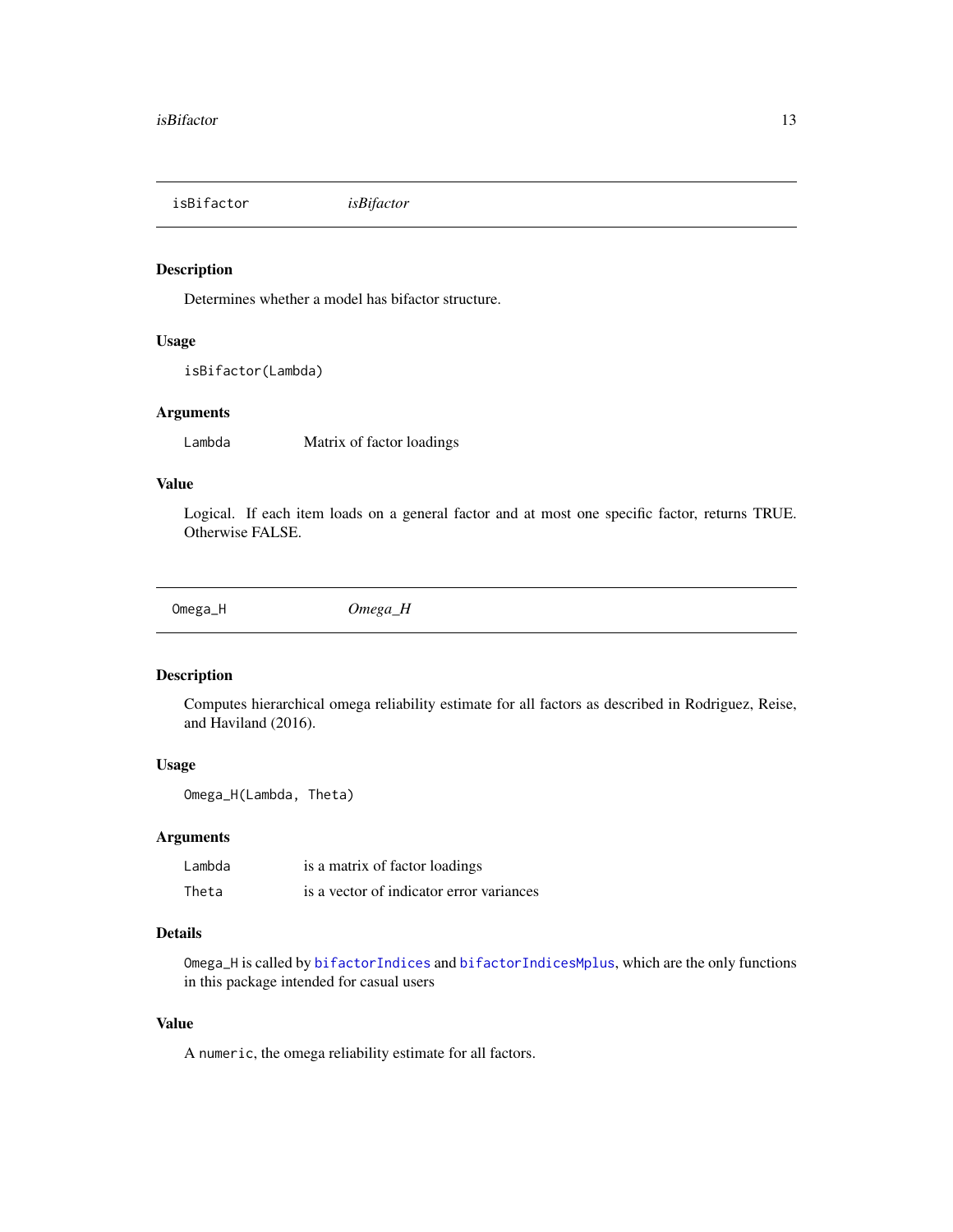## isBifactor *isBifactor*

### Description

Determines whether a model has bifactor structure.

### Usage

```
isBifactor(Lambda)
```

### Arguments

| | |
|---|---|
| `Lambda` | Matrix of factor loadings |

### Value

Logical. If each item loads on a general factor and at most one specific factor, returns TRUE. Otherwise FALSE.

## Omega_H *Omega_H*

### Description

Computes hierarchical omega reliability estimate for all factors as described in Rodriguez, Reise, and Haviland (2016).

### Usage

```
Omega_H(Lambda, Theta)
```

### Arguments

| | |
|---|---|
| `Lambda` | is a matrix of factor loadings |
| `Theta` | is a vector of indicator error variances |

### Details

`Omega_H` is called by `bifactorIndices` and `bifactorIndicesMplus`, which are the only functions in this package intended for casual users

### Value

A `numeric`, the omega reliability estimate for all factors.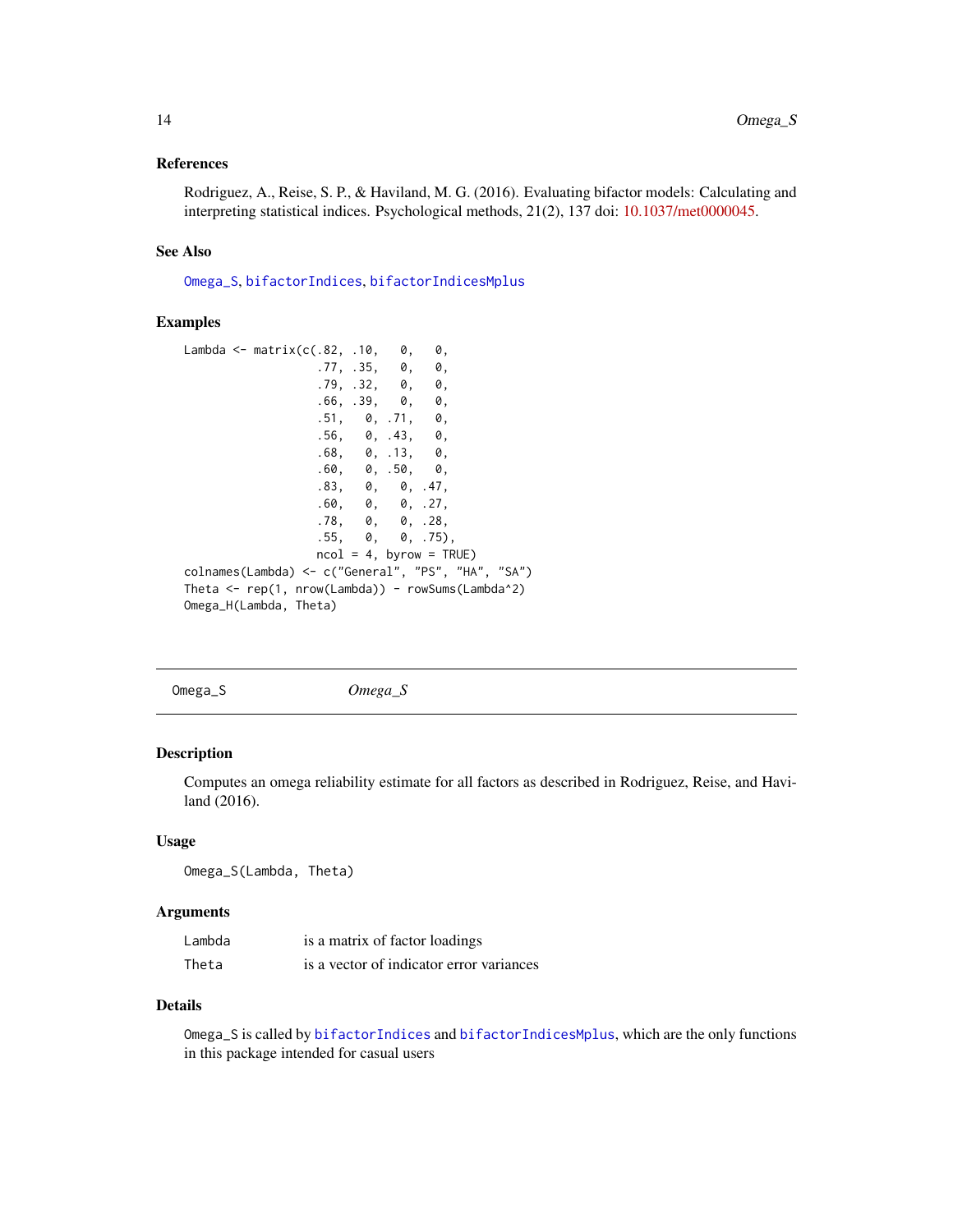### References

Rodriguez, A., Reise, S. P., & Haviland, M. G. (2016). Evaluating bifactor models: Calculating and interpreting statistical indices. Psychological methods, 21(2), 137 doi: 10.1037/met0000045.

### See Also

Omega_S, bifactorIndices, bifactorIndicesMplus

### Examples

```
Lambda <- matrix(c(.82, .10,   0,   0,
                   .77, .35,   0,   0,
                   .79, .32,   0,   0,
                   .66, .39,   0,   0,
                   .51,   0, .71,   0,
                   .56,   0, .43,   0,
                   .68,   0, .13,   0,
                   .60,   0, .50,   0,
                   .83,   0,   0, .47,
                   .60,   0,   0, .27,
                   .78,   0,   0, .28,
                   .55,   0,   0, .75),
                   ncol = 4, byrow = TRUE)
colnames(Lambda) <- c("General", "PS", "HA", "SA")
Theta <- rep(1, nrow(Lambda)) - rowSums(Lambda^2)
Omega_H(Lambda, Theta)
```

---

## Omega_S *Omega_S*

### Description

Computes an omega reliability estimate for all factors as described in Rodriguez, Reise, and Haviland (2016).

### Usage

```
Omega_S(Lambda, Theta)
```

### Arguments

| | |
|---|---|
| Lambda | is a matrix of factor loadings |
| Theta | is a vector of indicator error variances |

### Details

Omega_S is called by bifactorIndices and bifactorIndicesMplus, which are the only functions in this package intended for casual users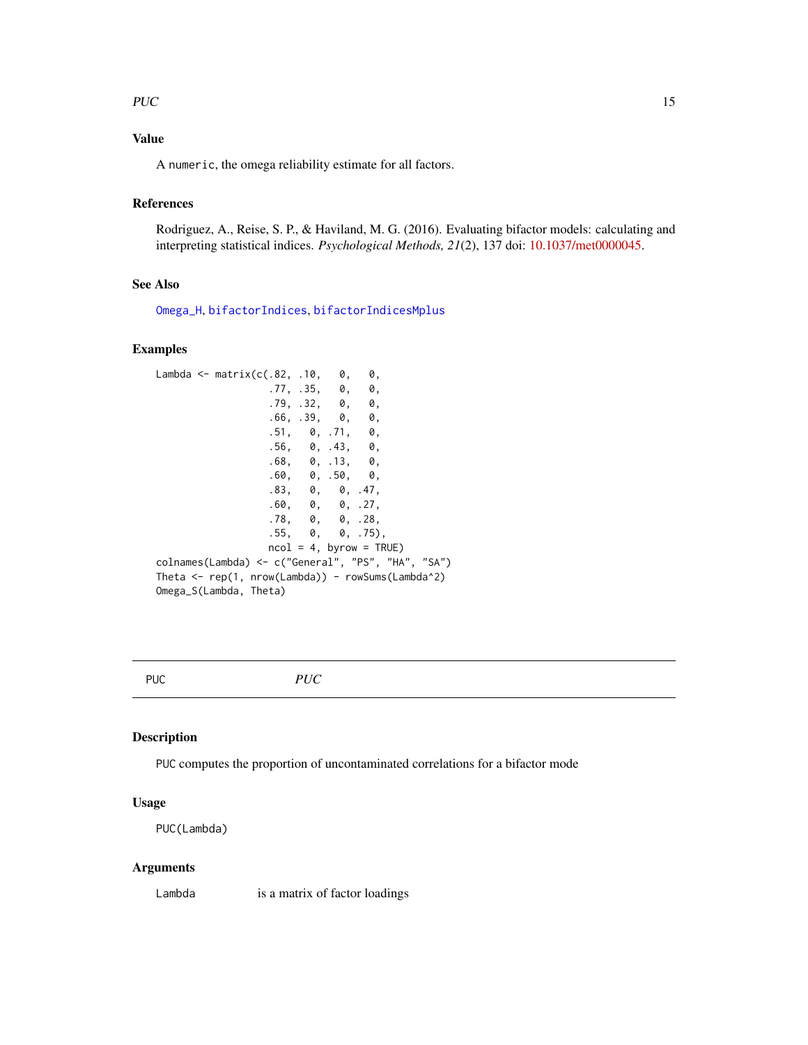## Value

A numeric, the omega reliability estimate for all factors.

## References

Rodriguez, A., Reise, S. P., & Haviland, M. G. (2016). Evaluating bifactor models: calculating and interpreting statistical indices. *Psychological Methods, 21*(2), 137 doi: 10.1037/met0000045.

## See Also

Omega_H, bifactorIndices, bifactorIndicesMplus

## Examples

```
Lambda <- matrix(c(.82, .10,   0,   0,
                   .77, .35,   0,   0,
                   .79, .32,   0,   0,
                   .66, .39,   0,   0,
                   .51,   0, .71,   0,
                   .56,   0, .43,   0,
                   .68,   0, .13,   0,
                   .60,   0, .50,   0,
                   .83,   0,   0, .47,
                   .60,   0,   0, .27,
                   .78,   0,   0, .28,
                   .55,   0,   0, .75),
                   ncol = 4, byrow = TRUE)
colnames(Lambda) <- c("General", "PS", "HA", "SA")
Theta <- rep(1, nrow(Lambda)) - rowSums(Lambda^2)
Omega_S(Lambda, Theta)
```

---

# PUC — *PUC*

## Description

PUC computes the proportion of uncontaminated correlations for a bifactor mode

## Usage

```
PUC(Lambda)
```

## Arguments

| | |
|---|---|
| Lambda | is a matrix of factor loadings |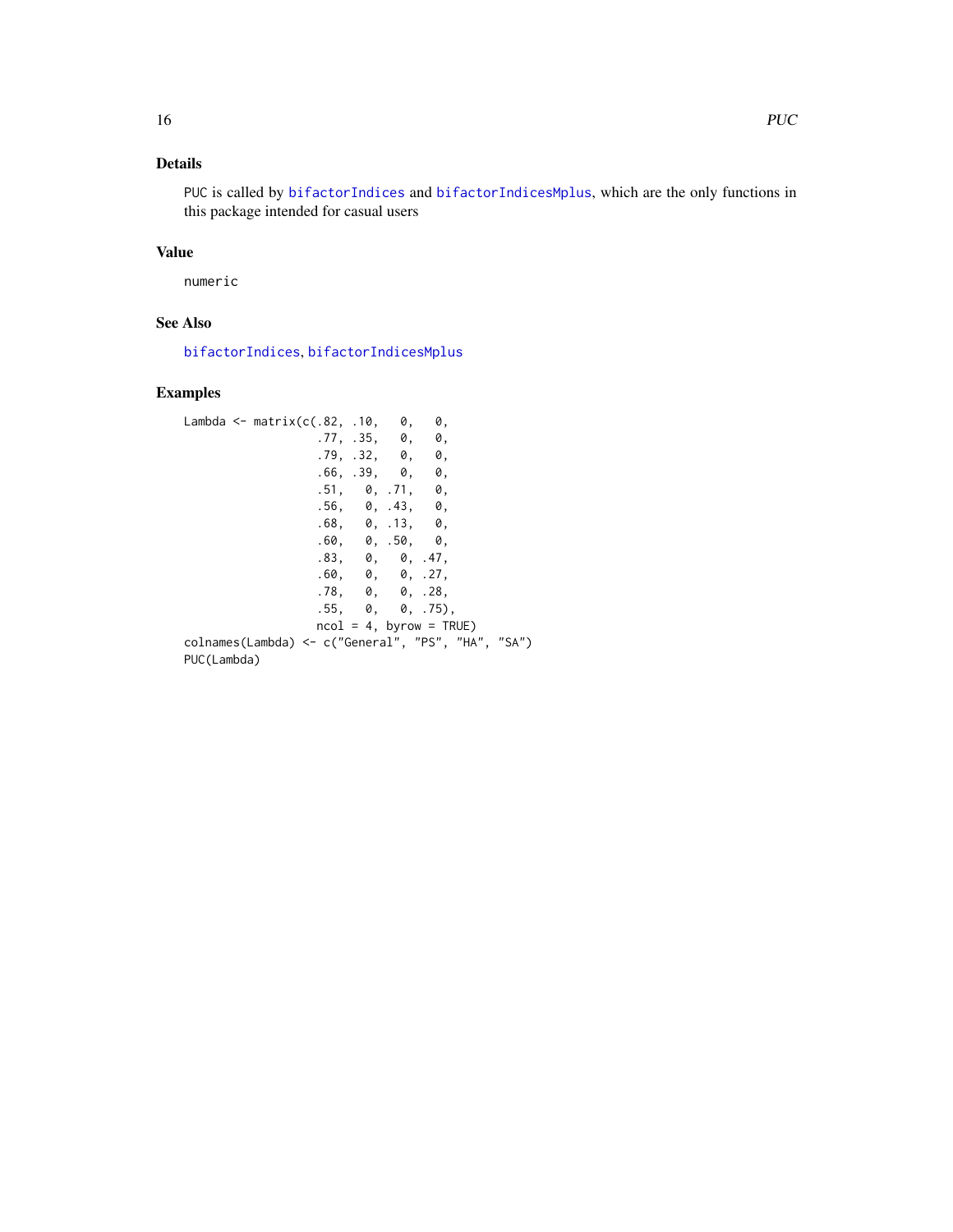## Details

PUC is called by bifactorIndices and bifactorIndicesMplus, which are the only functions in this package intended for casual users

## Value

numeric

## See Also

bifactorIndices, bifactorIndicesMplus

## Examples

```
Lambda <- matrix(c(.82, .10,   0,   0,
                   .77, .35,   0,   0,
                   .79, .32,   0,   0,
                   .66, .39,   0,   0,
                   .51,   0, .71,   0,
                   .56,   0, .43,   0,
                   .68,   0, .13,   0,
                   .60,   0, .50,   0,
                   .83,   0,   0, .47,
                   .60,   0,   0, .27,
                   .78,   0,   0, .28,
                   .55,   0,   0, .75),
                   ncol = 4, byrow = TRUE)
colnames(Lambda) <- c("General", "PS", "HA", "SA")
PUC(Lambda)
```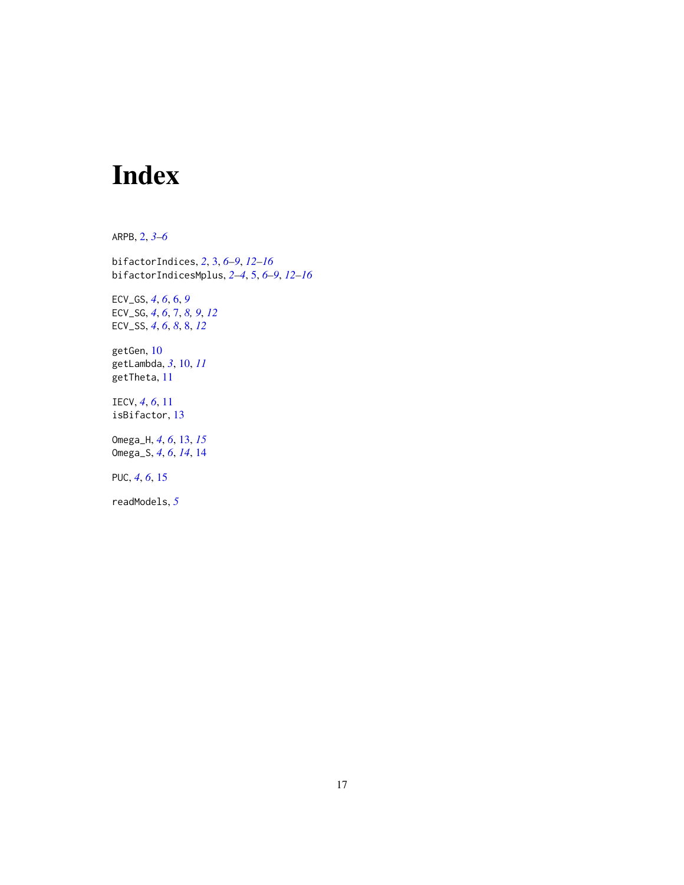# Index

ARPB, 2, *3–6*

bifactorIndices, *2*, 3, *6–9*, *12–16*
bifactorIndicesMplus, *2–4*, 5, *6–9*, *12–16*

ECV_GS, *4*, *6*, 6, *9*
ECV_SG, *4*, *6*, 7, *8, 9*, *12*
ECV_SS, *4*, *6*, *8*, 8, *12*

getGen, 10
getLambda, *3*, 10, *11*
getTheta, 11

IECV, *4*, *6*, 11
isBifactor, 13

Omega_H, *4*, *6*, 13, *15*
Omega_S, *4*, *6*, *14*, 14

PUC, *4*, *6*, 15

readModels, *5*